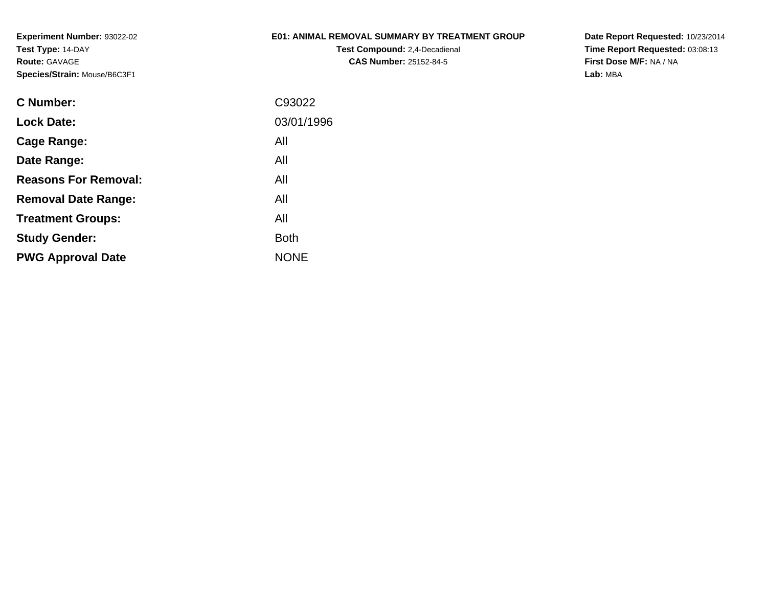**Experiment Number:** 93022-02
**Test Type:** 14-DAY
**Route:** GAVAGE
**Species/Strain:** Mouse/B6C3F1

**E01: ANIMAL REMOVAL SUMMARY BY TREATMENT GROUP**
**Test Compound:** 2,4-Decadienal
**CAS Number:** 25152-84-5

**Date Report Requested:** 10/23/2014
**Time Report Requested:** 03:08:13
**First Dose M/F:** NA / NA
**Lab:** MBA

| | |
|---|---|
| **C Number:** | C93022 |
| **Lock Date:** | 03/01/1996 |
| **Cage Range:** | All |
| **Date Range:** | All |
| **Reasons For Removal:** | All |
| **Removal Date Range:** | All |
| **Treatment Groups:** | All |
| **Study Gender:** | Both |
| **PWG Approval Date** | NONE |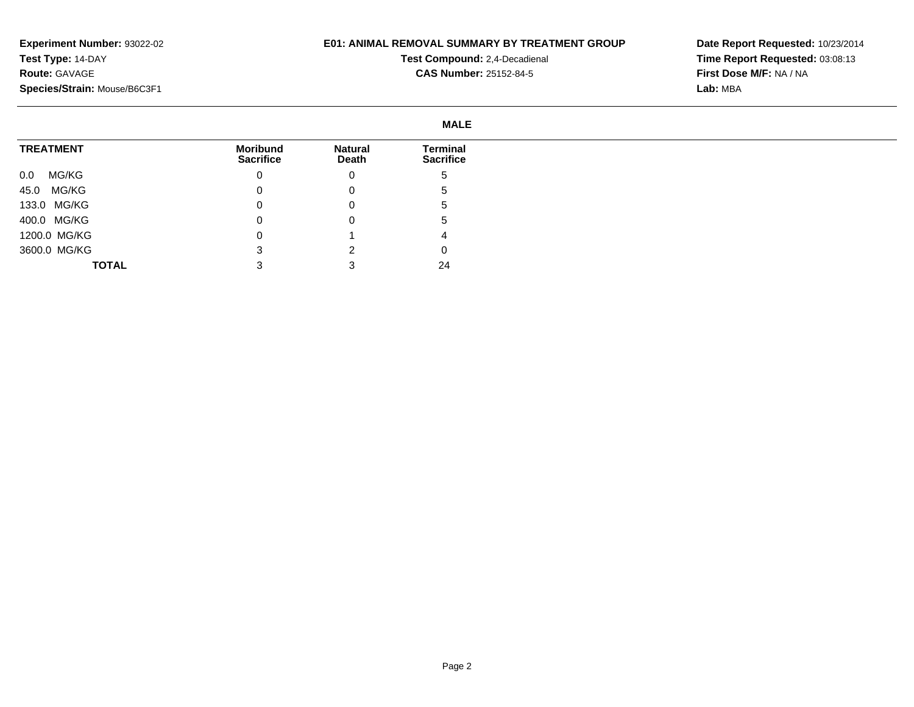**Experiment Number:** 93022-02
**Test Type:** 14-DAY
**Route:** GAVAGE
**Species/Strain:** Mouse/B6C3F1

**E01: ANIMAL REMOVAL SUMMARY BY TREATMENT GROUP**
**Test Compound:** 2,4-Decadienal
**CAS Number:** 25152-84-5

**Date Report Requested:** 10/23/2014
**Time Report Requested:** 03:08:13
**First Dose M/F:** NA / NA
**Lab:** MBA

**MALE**

| TREATMENT | Moribund Sacrifice | Natural Death | Terminal Sacrifice |
|---|---|---|---|
| 0.0 MG/KG | 0 | 0 | 5 |
| 45.0 MG/KG | 0 | 0 | 5 |
| 133.0 MG/KG | 0 | 0 | 5 |
| 400.0 MG/KG | 0 | 0 | 5 |
| 1200.0 MG/KG | 0 | 1 | 4 |
| 3600.0 MG/KG | 3 | 2 | 0 |
| **TOTAL** | 3 | 3 | 24 |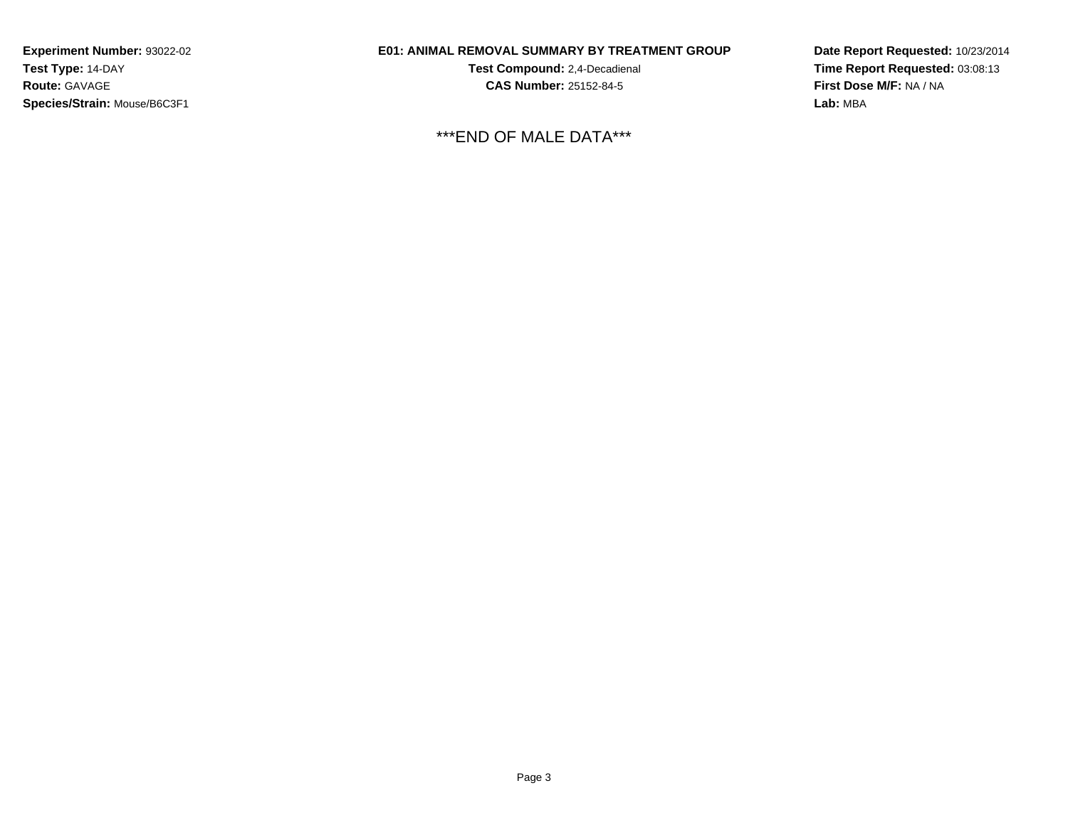**Experiment Number:** 93022-02
**Test Type:** 14-DAY
**Route:** GAVAGE
**Species/Strain:** Mouse/B6C3F1

**E01: ANIMAL REMOVAL SUMMARY BY TREATMENT GROUP**
**Test Compound:** 2,4-Decadienal
**CAS Number:** 25152-84-5

**Date Report Requested:** 10/23/2014
**Time Report Requested:** 03:08:13
**First Dose M/F:** NA / NA
**Lab:** MBA

***END OF MALE DATA***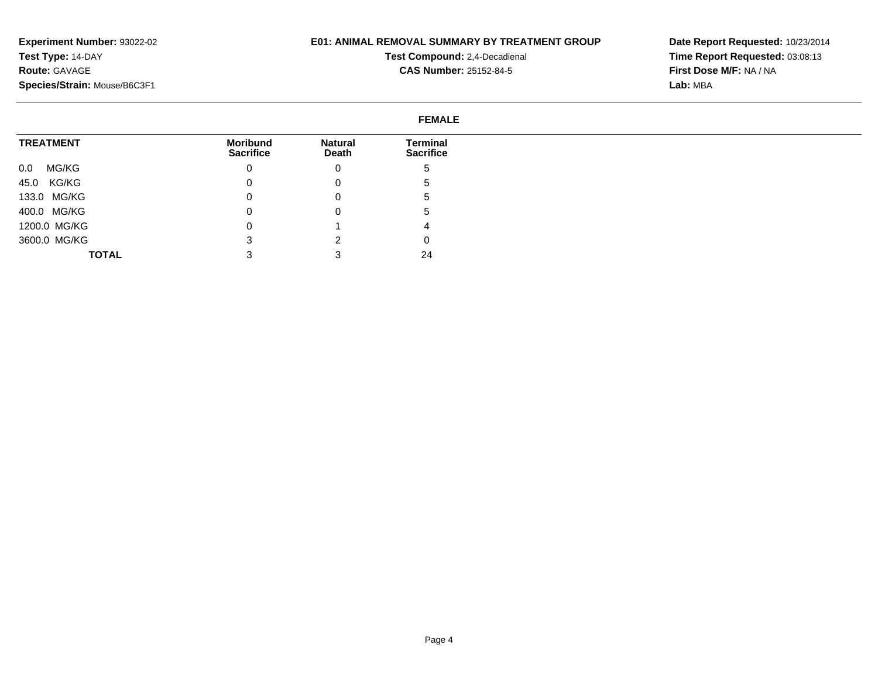**Experiment Number:** 93022-02
**Test Type:** 14-DAY
**Route:** GAVAGE
**Species/Strain:** Mouse/B6C3F1

**E01: ANIMAL REMOVAL SUMMARY BY TREATMENT GROUP**
**Test Compound:** 2,4-Decadienal
**CAS Number:** 25152-84-5

**Date Report Requested:** 10/23/2014
**Time Report Requested:** 03:08:13
**First Dose M/F:** NA / NA
**Lab:** MBA

**FEMALE**

| TREATMENT | Moribund Sacrifice | Natural Death | Terminal Sacrifice |
|---|---|---|---|
| 0.0 MG/KG | 0 | 0 | 5 |
| 45.0 KG/KG | 0 | 0 | 5 |
| 133.0 MG/KG | 0 | 0 | 5 |
| 400.0 MG/KG | 0 | 0 | 5 |
| 1200.0 MG/KG | 0 | 1 | 4 |
| 3600.0 MG/KG | 3 | 2 | 0 |
| **TOTAL** | 3 | 3 | 24 |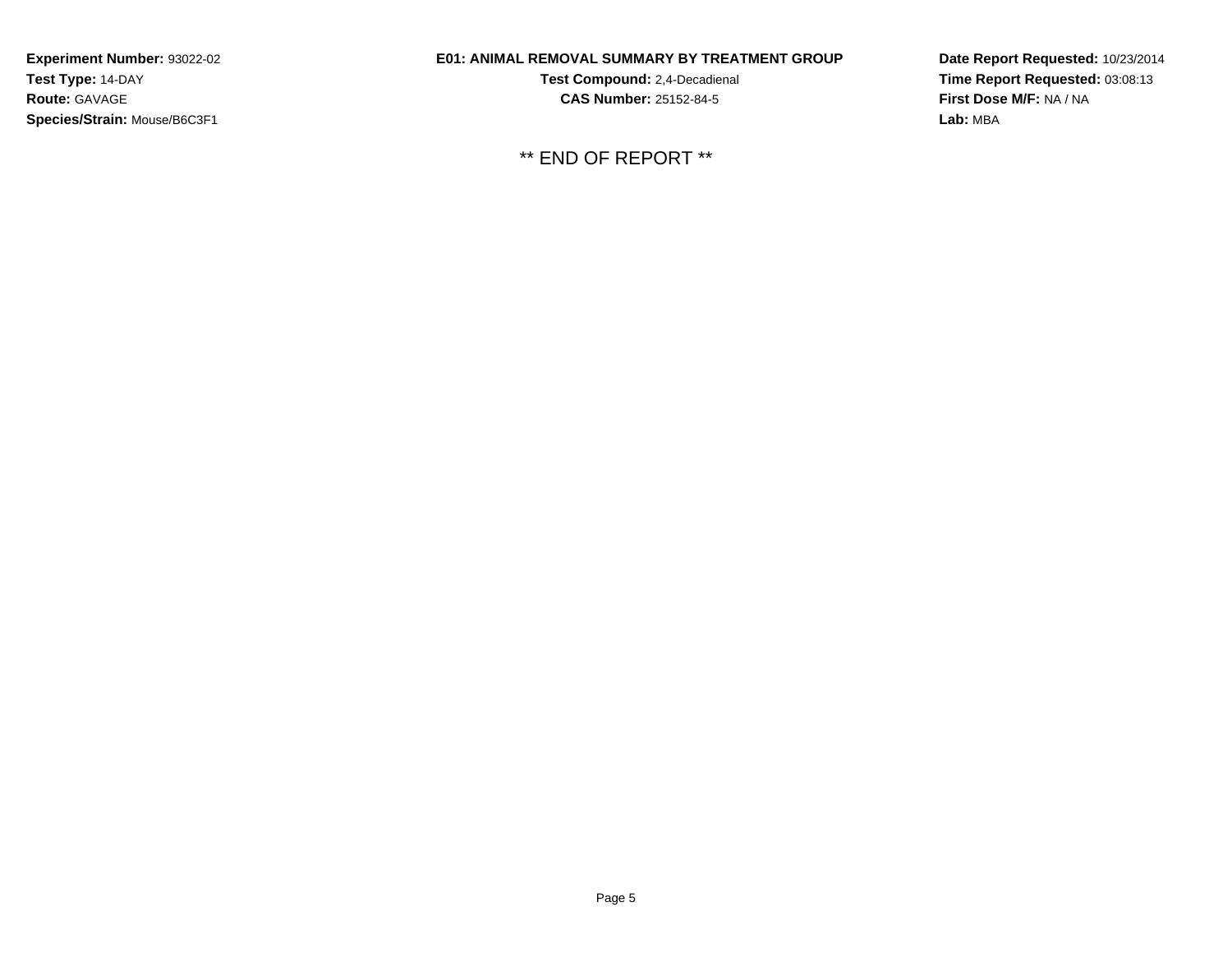**Experiment Number:** 93022-02
**Test Type:** 14-DAY
**Route:** GAVAGE
**Species/Strain:** Mouse/B6C3F1

**E01: ANIMAL REMOVAL SUMMARY BY TREATMENT GROUP**
**Test Compound:** 2,4-Decadienal
**CAS Number:** 25152-84-5

**Date Report Requested:** 10/23/2014
**Time Report Requested:** 03:08:13
**First Dose M/F:** NA / NA
**Lab:** MBA

** END OF REPORT **